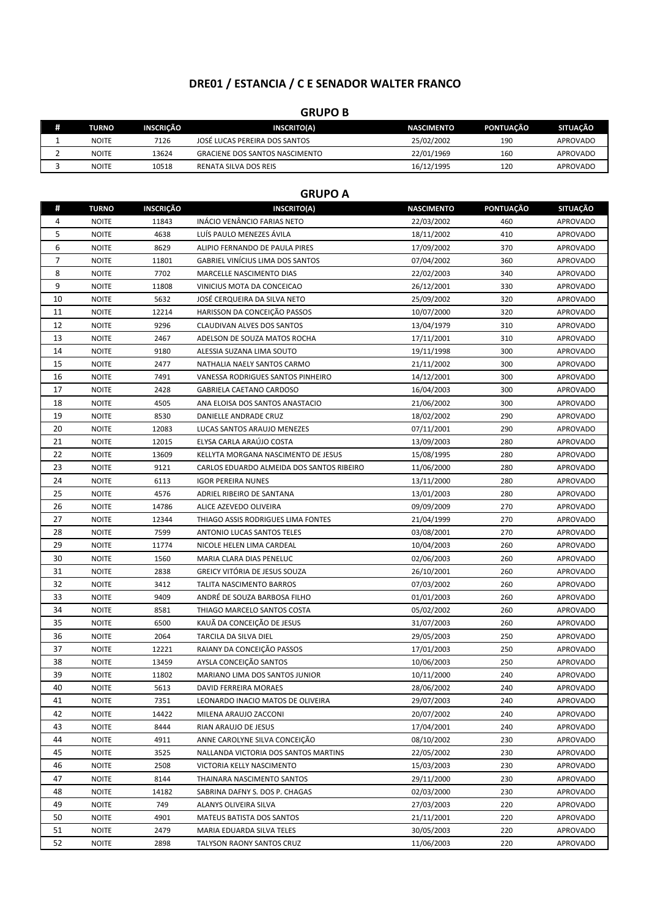# DRE01 / ESTANCIA / C E SENADOR WALTER FRANCO

## GRUPO B

| # | TURNO | INSCRIÇÃO | INSCRITO(A) | NASCIMENTO | PONTUAÇÃO | SITUAÇÃO |
|---|---|---|---|---|---|---|
| 1 | NOITE | 7126 | JOSÉ LUCAS PEREIRA DOS SANTOS | 25/02/2002 | 190 | APROVADO |
| 2 | NOITE | 13624 | GRACIENE DOS SANTOS NASCIMENTO | 22/01/1969 | 160 | APROVADO |
| 3 | NOITE | 10518 | RENATA SILVA DOS REIS | 16/12/1995 | 120 | APROVADO |

## GRUPO A

| # | TURNO | INSCRIÇÃO | INSCRITO(A) | NASCIMENTO | PONTUAÇÃO | SITUAÇÃO |
|---|---|---|---|---|---|---|
| 4 | NOITE | 11843 | INÁCIO VENÂNCIO FARIAS NETO | 22/03/2002 | 460 | APROVADO |
| 5 | NOITE | 4638 | LUÍS PAULO MENEZES ÁVILA | 18/11/2002 | 410 | APROVADO |
| 6 | NOITE | 8629 | ALIPIO FERNANDO DE PAULA PIRES | 17/09/2002 | 370 | APROVADO |
| 7 | NOITE | 11801 | GABRIEL VINÍCIUS LIMA DOS SANTOS | 07/04/2002 | 360 | APROVADO |
| 8 | NOITE | 7702 | MARCELLE NASCIMENTO DIAS | 22/02/2003 | 340 | APROVADO |
| 9 | NOITE | 11808 | VINICIUS MOTA DA CONCEICAO | 26/12/2001 | 330 | APROVADO |
| 10 | NOITE | 5632 | JOSÉ CERQUEIRA DA SILVA NETO | 25/09/2002 | 320 | APROVADO |
| 11 | NOITE | 12214 | HARISSON DA CONCEIÇÃO PASSOS | 10/07/2000 | 320 | APROVADO |
| 12 | NOITE | 9296 | CLAUDIVAN ALVES DOS SANTOS | 13/04/1979 | 310 | APROVADO |
| 13 | NOITE | 2467 | ADELSON DE SOUZA MATOS ROCHA | 17/11/2001 | 310 | APROVADO |
| 14 | NOITE | 9180 | ALESSIA SUZANA LIMA SOUTO | 19/11/1998 | 300 | APROVADO |
| 15 | NOITE | 2477 | NATHALIA NAELY SANTOS CARMO | 21/11/2002 | 300 | APROVADO |
| 16 | NOITE | 7491 | VANESSA RODRIGUES SANTOS PINHEIRO | 14/12/2001 | 300 | APROVADO |
| 17 | NOITE | 2428 | GABRIELA CAETANO CARDOSO | 16/04/2003 | 300 | APROVADO |
| 18 | NOITE | 4505 | ANA ELOISA DOS SANTOS ANASTACIO | 21/06/2002 | 300 | APROVADO |
| 19 | NOITE | 8530 | DANIELLE ANDRADE CRUZ | 18/02/2002 | 290 | APROVADO |
| 20 | NOITE | 12083 | LUCAS SANTOS ARAUJO MENEZES | 07/11/2001 | 290 | APROVADO |
| 21 | NOITE | 12015 | ELYSA CARLA ARAÚJO COSTA | 13/09/2003 | 280 | APROVADO |
| 22 | NOITE | 13609 | KELLYTA MORGANA NASCIMENTO DE JESUS | 15/08/1995 | 280 | APROVADO |
| 23 | NOITE | 9121 | CARLOS EDUARDO ALMEIDA DOS SANTOS RIBEIRO | 11/06/2000 | 280 | APROVADO |
| 24 | NOITE | 6113 | IGOR PEREIRA NUNES | 13/11/2000 | 280 | APROVADO |
| 25 | NOITE | 4576 | ADRIEL RIBEIRO DE SANTANA | 13/01/2003 | 280 | APROVADO |
| 26 | NOITE | 14786 | ALICE AZEVEDO OLIVEIRA | 09/09/2009 | 270 | APROVADO |
| 27 | NOITE | 12344 | THIAGO ASSIS RODRIGUES LIMA FONTES | 21/04/1999 | 270 | APROVADO |
| 28 | NOITE | 7599 | ANTONIO LUCAS SANTOS TELES | 03/08/2001 | 270 | APROVADO |
| 29 | NOITE | 11774 | NICOLE HELEN LIMA CARDEAL | 10/04/2003 | 260 | APROVADO |
| 30 | NOITE | 1560 | MARIA CLARA DIAS PENELUC | 02/06/2003 | 260 | APROVADO |
| 31 | NOITE | 2838 | GREICY VITÓRIA DE JESUS SOUZA | 26/10/2001 | 260 | APROVADO |
| 32 | NOITE | 3412 | TALITA NASCIMENTO BARROS | 07/03/2002 | 260 | APROVADO |
| 33 | NOITE | 9409 | ANDRÉ DE SOUZA BARBOSA FILHO | 01/01/2003 | 260 | APROVADO |
| 34 | NOITE | 8581 | THIAGO MARCELO SANTOS COSTA | 05/02/2002 | 260 | APROVADO |
| 35 | NOITE | 6500 | KAUÃ DA CONCEIÇÃO DE JESUS | 31/07/2003 | 260 | APROVADO |
| 36 | NOITE | 2064 | TARCILA DA SILVA DIEL | 29/05/2003 | 250 | APROVADO |
| 37 | NOITE | 12221 | RAIANY DA CONCEIÇÃO PASSOS | 17/01/2003 | 250 | APROVADO |
| 38 | NOITE | 13459 | AYSLA CONCEIÇÃO SANTOS | 10/06/2003 | 250 | APROVADO |
| 39 | NOITE | 11802 | MARIANO LIMA DOS SANTOS JUNIOR | 10/11/2000 | 240 | APROVADO |
| 40 | NOITE | 5613 | DAVID FERREIRA MORAES | 28/06/2002 | 240 | APROVADO |
| 41 | NOITE | 7351 | LEONARDO INACIO MATOS DE OLIVEIRA | 29/07/2003 | 240 | APROVADO |
| 42 | NOITE | 14422 | MILENA ARAUJO ZACCONI | 20/07/2002 | 240 | APROVADO |
| 43 | NOITE | 8444 | RIAN ARAUJO DE JESUS | 17/04/2001 | 240 | APROVADO |
| 44 | NOITE | 4911 | ANNE CAROLYNE SILVA CONCEIÇÃO | 08/10/2002 | 230 | APROVADO |
| 45 | NOITE | 3525 | NALLANDA VICTORIA DOS SANTOS MARTINS | 22/05/2002 | 230 | APROVADO |
| 46 | NOITE | 2508 | VICTORIA KELLY NASCIMENTO | 15/03/2003 | 230 | APROVADO |
| 47 | NOITE | 8144 | THAINARA NASCIMENTO SANTOS | 29/11/2000 | 230 | APROVADO |
| 48 | NOITE | 14182 | SABRINA DAFNY S. DOS P. CHAGAS | 02/03/2000 | 230 | APROVADO |
| 49 | NOITE | 749 | ALANYS OLIVEIRA SILVA | 27/03/2003 | 220 | APROVADO |
| 50 | NOITE | 4901 | MATEUS BATISTA DOS SANTOS | 21/11/2001 | 220 | APROVADO |
| 51 | NOITE | 2479 | MARIA EDUARDA SILVA TELES | 30/05/2003 | 220 | APROVADO |
| 52 | NOITE | 2898 | TALYSON RAONY SANTOS CRUZ | 11/06/2003 | 220 | APROVADO |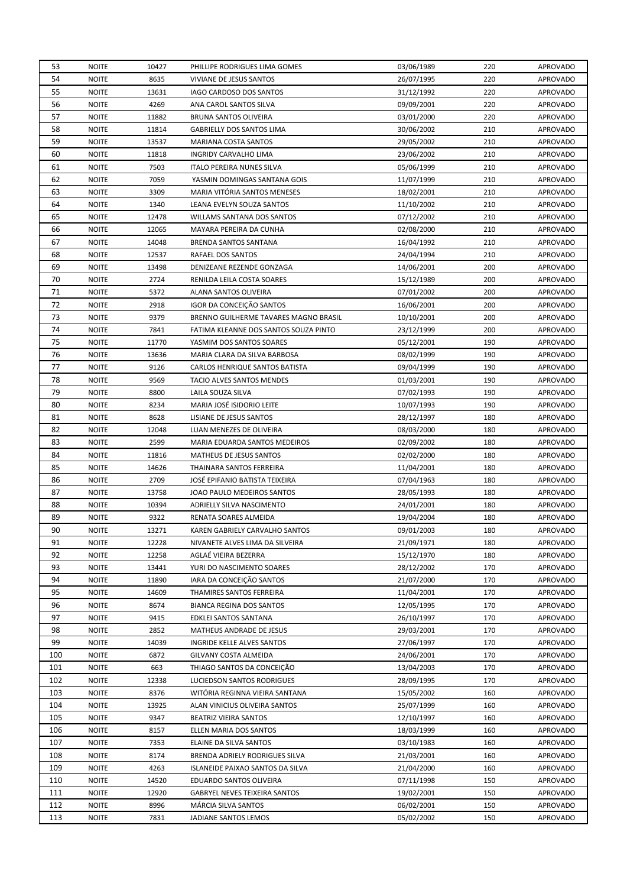| 53 | NOITE | 10427 | PHILLIPE RODRIGUES LIMA GOMES | 03/06/1989 | 220 | APROVADO |
|---|---|---|---|---|---|---|
| 54 | NOITE | 8635 | VIVIANE DE JESUS SANTOS | 26/07/1995 | 220 | APROVADO |
| 55 | NOITE | 13631 | IAGO CARDOSO DOS SANTOS | 31/12/1992 | 220 | APROVADO |
| 56 | NOITE | 4269 | ANA CAROL SANTOS SILVA | 09/09/2001 | 220 | APROVADO |
| 57 | NOITE | 11882 | BRUNA SANTOS OLIVEIRA | 03/01/2000 | 220 | APROVADO |
| 58 | NOITE | 11814 | GABRIELLY DOS SANTOS LIMA | 30/06/2002 | 210 | APROVADO |
| 59 | NOITE | 13537 | MARIANA COSTA SANTOS | 29/05/2002 | 210 | APROVADO |
| 60 | NOITE | 11818 | INGRIDY CARVALHO LIMA | 23/06/2002 | 210 | APROVADO |
| 61 | NOITE | 7503 | ITALO PEREIRA NUNES SILVA | 05/06/1999 | 210 | APROVADO |
| 62 | NOITE | 7059 | YASMIN DOMINGAS SANTANA GOIS | 11/07/1999 | 210 | APROVADO |
| 63 | NOITE | 3309 | MARIA VITÓRIA SANTOS MENESES | 18/02/2001 | 210 | APROVADO |
| 64 | NOITE | 1340 | LEANA EVELYN SOUZA SANTOS | 11/10/2002 | 210 | APROVADO |
| 65 | NOITE | 12478 | WILLAMS SANTANA DOS SANTOS | 07/12/2002 | 210 | APROVADO |
| 66 | NOITE | 12065 | MAYARA PEREIRA DA CUNHA | 02/08/2000 | 210 | APROVADO |
| 67 | NOITE | 14048 | BRENDA SANTOS SANTANA | 16/04/1992 | 210 | APROVADO |
| 68 | NOITE | 12537 | RAFAEL DOS SANTOS | 24/04/1994 | 210 | APROVADO |
| 69 | NOITE | 13498 | DENIZEANE REZENDE GONZAGA | 14/06/2001 | 200 | APROVADO |
| 70 | NOITE | 2724 | RENILDA LEILA COSTA SOARES | 15/12/1989 | 200 | APROVADO |
| 71 | NOITE | 5372 | ALANA SANTOS OLIVEIRA | 07/01/2002 | 200 | APROVADO |
| 72 | NOITE | 2918 | IGOR DA CONCEIÇÃO SANTOS | 16/06/2001 | 200 | APROVADO |
| 73 | NOITE | 9379 | BRENNO GUILHERME TAVARES MAGNO BRASIL | 10/10/2001 | 200 | APROVADO |
| 74 | NOITE | 7841 | FATIMA KLEANNE DOS SANTOS SOUZA PINTO | 23/12/1999 | 200 | APROVADO |
| 75 | NOITE | 11770 | YASMIM DOS SANTOS SOARES | 05/12/2001 | 190 | APROVADO |
| 76 | NOITE | 13636 | MARIA CLARA DA SILVA BARBOSA | 08/02/1999 | 190 | APROVADO |
| 77 | NOITE | 9126 | CARLOS HENRIQUE SANTOS BATISTA | 09/04/1999 | 190 | APROVADO |
| 78 | NOITE | 9569 | TACIO ALVES SANTOS MENDES | 01/03/2001 | 190 | APROVADO |
| 79 | NOITE | 8800 | LAILA SOUZA SILVA | 07/02/1993 | 190 | APROVADO |
| 80 | NOITE | 8234 | MARIA JOSÉ ISIDORIO LEITE | 10/07/1993 | 190 | APROVADO |
| 81 | NOITE | 8628 | LISIANE DE JESUS SANTOS | 28/12/1997 | 180 | APROVADO |
| 82 | NOITE | 12048 | LUAN MENEZES DE OLIVEIRA | 08/03/2000 | 180 | APROVADO |
| 83 | NOITE | 2599 | MARIA EDUARDA SANTOS MEDEIROS | 02/09/2002 | 180 | APROVADO |
| 84 | NOITE | 11816 | MATHEUS DE JESUS SANTOS | 02/02/2000 | 180 | APROVADO |
| 85 | NOITE | 14626 | THAINARA SANTOS FERREIRA | 11/04/2001 | 180 | APROVADO |
| 86 | NOITE | 2709 | JOSÉ EPIFANIO BATISTA TEIXEIRA | 07/04/1963 | 180 | APROVADO |
| 87 | NOITE | 13758 | JOAO PAULO MEDEIROS SANTOS | 28/05/1993 | 180 | APROVADO |
| 88 | NOITE | 10394 | ADRIELLY SILVA NASCIMENTO | 24/01/2001 | 180 | APROVADO |
| 89 | NOITE | 9322 | RENATA SOARES ALMEIDA | 19/04/2004 | 180 | APROVADO |
| 90 | NOITE | 13271 | KAREN GABRIELY CARVALHO SANTOS | 09/01/2003 | 180 | APROVADO |
| 91 | NOITE | 12228 | NIVANETE ALVES LIMA DA SILVEIRA | 21/09/1971 | 180 | APROVADO |
| 92 | NOITE | 12258 | AGLAÉ VIEIRA BEZERRA | 15/12/1970 | 180 | APROVADO |
| 93 | NOITE | 13441 | YURI DO NASCIMENTO SOARES | 28/12/2002 | 170 | APROVADO |
| 94 | NOITE | 11890 | IARA DA CONCEIÇÃO SANTOS | 21/07/2000 | 170 | APROVADO |
| 95 | NOITE | 14609 | THAMIRES SANTOS FERREIRA | 11/04/2001 | 170 | APROVADO |
| 96 | NOITE | 8674 | BIANCA REGINA DOS SANTOS | 12/05/1995 | 170 | APROVADO |
| 97 | NOITE | 9415 | EDKLEI SANTOS SANTANA | 26/10/1997 | 170 | APROVADO |
| 98 | NOITE | 2852 | MATHEUS ANDRADE DE JESUS | 29/03/2001 | 170 | APROVADO |
| 99 | NOITE | 14039 | INGRIDE KELLE ALVES SANTOS | 27/06/1997 | 170 | APROVADO |
| 100 | NOITE | 6872 | GILVANY COSTA ALMEIDA | 24/06/2001 | 170 | APROVADO |
| 101 | NOITE | 663 | THIAGO SANTOS DA CONCEIÇÃO | 13/04/2003 | 170 | APROVADO |
| 102 | NOITE | 12338 | LUCIEDSON SANTOS RODRIGUES | 28/09/1995 | 170 | APROVADO |
| 103 | NOITE | 8376 | WITÓRIA REGINNA VIEIRA SANTANA | 15/05/2002 | 160 | APROVADO |
| 104 | NOITE | 13925 | ALAN VINICIUS OLIVEIRA SANTOS | 25/07/1999 | 160 | APROVADO |
| 105 | NOITE | 9347 | BEATRIZ VIEIRA SANTOS | 12/10/1997 | 160 | APROVADO |
| 106 | NOITE | 8157 | ELLEN MARIA DOS SANTOS | 18/03/1999 | 160 | APROVADO |
| 107 | NOITE | 7353 | ELAINE DA SILVA SANTOS | 03/10/1983 | 160 | APROVADO |
| 108 | NOITE | 8174 | BRENDA ADRIELY RODRIGUES SILVA | 21/03/2001 | 160 | APROVADO |
| 109 | NOITE | 4263 | ISLANEIDE PAIXAO SANTOS DA SILVA | 21/04/2000 | 160 | APROVADO |
| 110 | NOITE | 14520 | EDUARDO SANTOS OLIVEIRA | 07/11/1998 | 150 | APROVADO |
| 111 | NOITE | 12920 | GABRYEL NEVES TEIXEIRA SANTOS | 19/02/2001 | 150 | APROVADO |
| 112 | NOITE | 8996 | MÁRCIA SILVA SANTOS | 06/02/2001 | 150 | APROVADO |
| 113 | NOITE | 7831 | JADIANE SANTOS LEMOS | 05/02/2002 | 150 | APROVADO |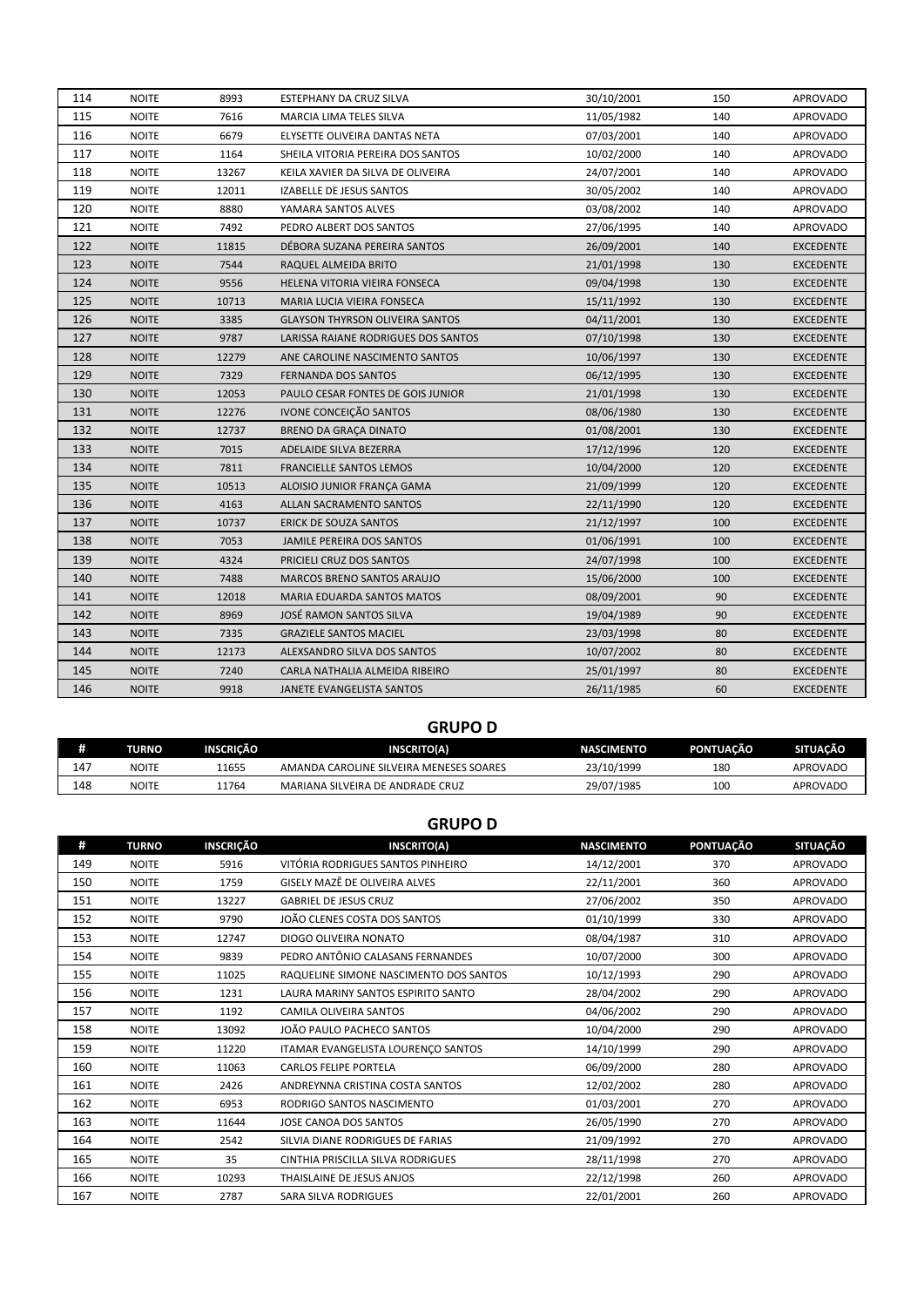| 114 | NOITE | 8993 | ESTEPHANY DA CRUZ SILVA | 30/10/2001 | 150 | APROVADO |
|---|---|---|---|---|---|---|
| 115 | NOITE | 7616 | MARCIA LIMA TELES SILVA | 11/05/1982 | 140 | APROVADO |
| 116 | NOITE | 6679 | ELYSETTE OLIVEIRA DANTAS NETA | 07/03/2001 | 140 | APROVADO |
| 117 | NOITE | 1164 | SHEILA VITORIA PEREIRA DOS SANTOS | 10/02/2000 | 140 | APROVADO |
| 118 | NOITE | 13267 | KEILA XAVIER DA SILVA DE OLIVEIRA | 24/07/2001 | 140 | APROVADO |
| 119 | NOITE | 12011 | IZABELLE DE JESUS SANTOS | 30/05/2002 | 140 | APROVADO |
| 120 | NOITE | 8880 | YAMARA SANTOS ALVES | 03/08/2002 | 140 | APROVADO |
| 121 | NOITE | 7492 | PEDRO ALBERT DOS SANTOS | 27/06/1995 | 140 | APROVADO |
| 122 | NOITE | 11815 | DÉBORA SUZANA PEREIRA SANTOS | 26/09/2001 | 140 | EXCEDENTE |
| 123 | NOITE | 7544 | RAQUEL ALMEIDA BRITO | 21/01/1998 | 130 | EXCEDENTE |
| 124 | NOITE | 9556 | HELENA VITORIA VIEIRA FONSECA | 09/04/1998 | 130 | EXCEDENTE |
| 125 | NOITE | 10713 | MARIA LUCIA VIEIRA FONSECA | 15/11/1992 | 130 | EXCEDENTE |
| 126 | NOITE | 3385 | GLAYSON THYRSON OLIVEIRA SANTOS | 04/11/2001 | 130 | EXCEDENTE |
| 127 | NOITE | 9787 | LARISSA RAIANE RODRIGUES DOS SANTOS | 07/10/1998 | 130 | EXCEDENTE |
| 128 | NOITE | 12279 | ANE CAROLINE NASCIMENTO SANTOS | 10/06/1997 | 130 | EXCEDENTE |
| 129 | NOITE | 7329 | FERNANDA DOS SANTOS | 06/12/1995 | 130 | EXCEDENTE |
| 130 | NOITE | 12053 | PAULO CESAR FONTES DE GOIS JUNIOR | 21/01/1998 | 130 | EXCEDENTE |
| 131 | NOITE | 12276 | IVONE CONCEIÇÃO SANTOS | 08/06/1980 | 130 | EXCEDENTE |
| 132 | NOITE | 12737 | BRENO DA GRAÇA DINATO | 01/08/2001 | 130 | EXCEDENTE |
| 133 | NOITE | 7015 | ADELAIDE SILVA BEZERRA | 17/12/1996 | 120 | EXCEDENTE |
| 134 | NOITE | 7811 | FRANCIELLE SANTOS LEMOS | 10/04/2000 | 120 | EXCEDENTE |
| 135 | NOITE | 10513 | ALOISIO JUNIOR FRANÇA GAMA | 21/09/1999 | 120 | EXCEDENTE |
| 136 | NOITE | 4163 | ALLAN SACRAMENTO SANTOS | 22/11/1990 | 120 | EXCEDENTE |
| 137 | NOITE | 10737 | ERICK DE SOUZA SANTOS | 21/12/1997 | 100 | EXCEDENTE |
| 138 | NOITE | 7053 | JAMILE PEREIRA DOS SANTOS | 01/06/1991 | 100 | EXCEDENTE |
| 139 | NOITE | 4324 | PRICIELI CRUZ DOS SANTOS | 24/07/1998 | 100 | EXCEDENTE |
| 140 | NOITE | 7488 | MARCOS BRENO SANTOS ARAUJO | 15/06/2000 | 100 | EXCEDENTE |
| 141 | NOITE | 12018 | MARIA EDUARDA SANTOS MATOS | 08/09/2001 | 90 | EXCEDENTE |
| 142 | NOITE | 8969 | JOSÉ RAMON SANTOS SILVA | 19/04/1989 | 90 | EXCEDENTE |
| 143 | NOITE | 7335 | GRAZIELE SANTOS MACIEL | 23/03/1998 | 80 | EXCEDENTE |
| 144 | NOITE | 12173 | ALEXSANDRO SILVA DOS SANTOS | 10/07/2002 | 80 | EXCEDENTE |
| 145 | NOITE | 7240 | CARLA NATHALIA ALMEIDA RIBEIRO | 25/01/1997 | 80 | EXCEDENTE |
| 146 | NOITE | 9918 | JANETE EVANGELISTA SANTOS | 26/11/1985 | 60 | EXCEDENTE |

## GRUPO D

| # | TURNO | INSCRIÇÃO | INSCRITO(A) | NASCIMENTO | PONTUAÇÃO | SITUAÇÃO |
|---|---|---|---|---|---|---|
| 147 | NOITE | 11655 | AMANDA CAROLINE SILVEIRA MENESES SOARES | 23/10/1999 | 180 | APROVADO |
| 148 | NOITE | 11764 | MARIANA SILVEIRA DE ANDRADE CRUZ | 29/07/1985 | 100 | APROVADO |

## GRUPO D

| # | TURNO | INSCRIÇÃO | INSCRITO(A) | NASCIMENTO | PONTUAÇÃO | SITUAÇÃO |
|---|---|---|---|---|---|---|
| 149 | NOITE | 5916 | VITÓRIA RODRIGUES SANTOS PINHEIRO | 14/12/2001 | 370 | APROVADO |
| 150 | NOITE | 1759 | GISELY MAZÊ DE OLIVEIRA ALVES | 22/11/2001 | 360 | APROVADO |
| 151 | NOITE | 13227 | GABRIEL DE JESUS CRUZ | 27/06/2002 | 350 | APROVADO |
| 152 | NOITE | 9790 | JOÃO CLENES COSTA DOS SANTOS | 01/10/1999 | 330 | APROVADO |
| 153 | NOITE | 12747 | DIOGO OLIVEIRA NONATO | 08/04/1987 | 310 | APROVADO |
| 154 | NOITE | 9839 | PEDRO ANTÔNIO CALASANS FERNANDES | 10/07/2000 | 300 | APROVADO |
| 155 | NOITE | 11025 | RAQUELINE SIMONE NASCIMENTO DOS SANTOS | 10/12/1993 | 290 | APROVADO |
| 156 | NOITE | 1231 | LAURA MARINY SANTOS ESPIRITO SANTO | 28/04/2002 | 290 | APROVADO |
| 157 | NOITE | 1192 | CAMILA OLIVEIRA SANTOS | 04/06/2002 | 290 | APROVADO |
| 158 | NOITE | 13092 | JOÃO PAULO PACHECO SANTOS | 10/04/2000 | 290 | APROVADO |
| 159 | NOITE | 11220 | ITAMAR EVANGELISTA LOURENÇO SANTOS | 14/10/1999 | 290 | APROVADO |
| 160 | NOITE | 11063 | CARLOS FELIPE PORTELA | 06/09/2000 | 280 | APROVADO |
| 161 | NOITE | 2426 | ANDREYNNA CRISTINA COSTA SANTOS | 12/02/2002 | 280 | APROVADO |
| 162 | NOITE | 6953 | RODRIGO SANTOS NASCIMENTO | 01/03/2001 | 270 | APROVADO |
| 163 | NOITE | 11644 | JOSE CANOA DOS SANTOS | 26/05/1990 | 270 | APROVADO |
| 164 | NOITE | 2542 | SILVIA DIANE RODRIGUES DE FARIAS | 21/09/1992 | 270 | APROVADO |
| 165 | NOITE | 35 | CINTHIA PRISCILLA SILVA RODRIGUES | 28/11/1998 | 270 | APROVADO |
| 166 | NOITE | 10293 | THAISLAINE DE JESUS ANJOS | 22/12/1998 | 260 | APROVADO |
| 167 | NOITE | 2787 | SARA SILVA RODRIGUES | 22/01/2001 | 260 | APROVADO |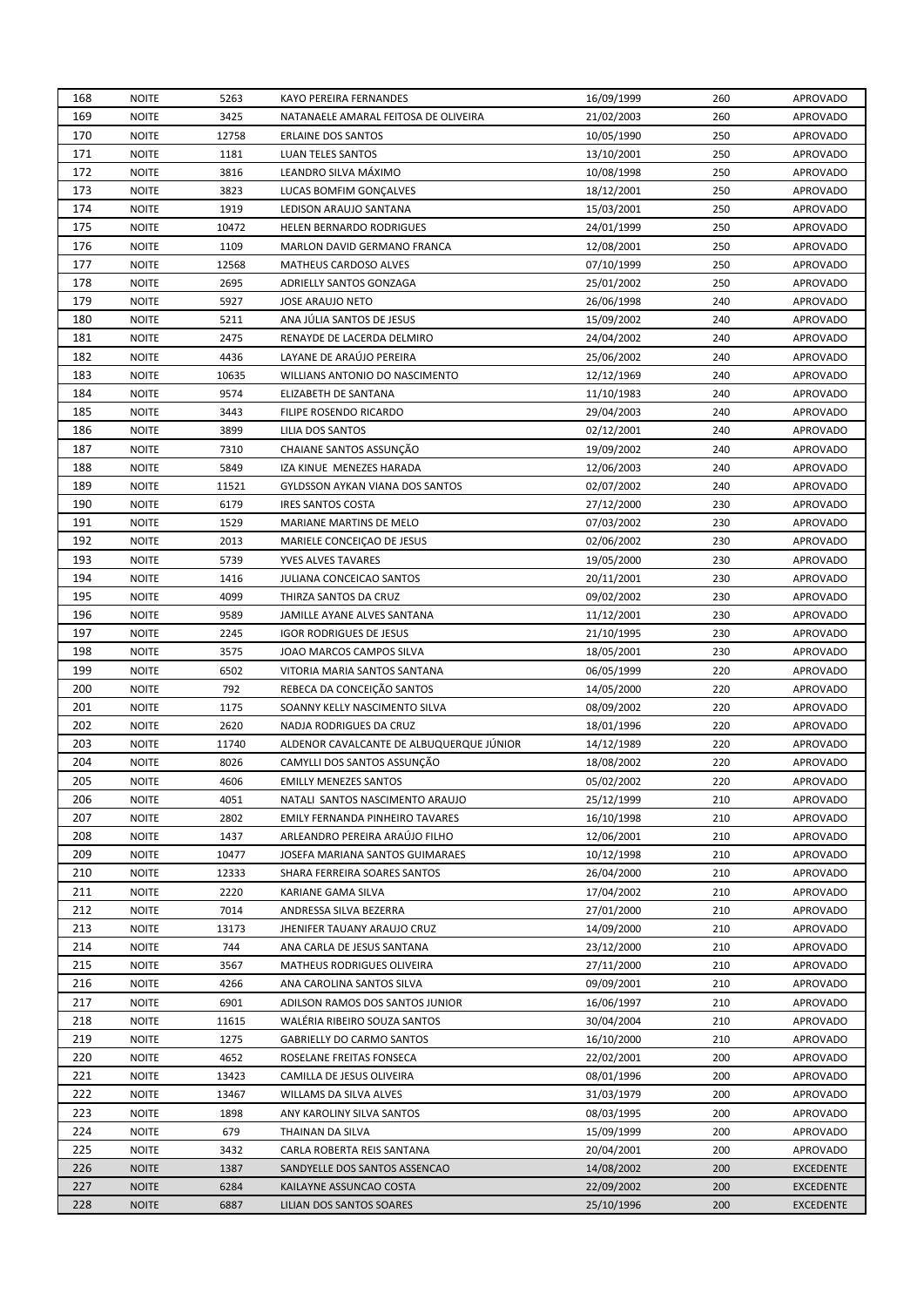| 168 | NOITE | 5263 | KAYO PEREIRA FERNANDES | 16/09/1999 | 260 | APROVADO |
|---|---|---|---|---|---|---|
| 169 | NOITE | 3425 | NATANAELE AMARAL FEITOSA DE OLIVEIRA | 21/02/2003 | 260 | APROVADO |
| 170 | NOITE | 12758 | ERLAINE DOS SANTOS | 10/05/1990 | 250 | APROVADO |
| 171 | NOITE | 1181 | LUAN TELES SANTOS | 13/10/2001 | 250 | APROVADO |
| 172 | NOITE | 3816 | LEANDRO SILVA MÁXIMO | 10/08/1998 | 250 | APROVADO |
| 173 | NOITE | 3823 | LUCAS BOMFIM GONÇALVES | 18/12/2001 | 250 | APROVADO |
| 174 | NOITE | 1919 | LEDISON ARAUJO SANTANA | 15/03/2001 | 250 | APROVADO |
| 175 | NOITE | 10472 | HELEN BERNARDO RODRIGUES | 24/01/1999 | 250 | APROVADO |
| 176 | NOITE | 1109 | MARLON DAVID GERMANO FRANCA | 12/08/2001 | 250 | APROVADO |
| 177 | NOITE | 12568 | MATHEUS CARDOSO ALVES | 07/10/1999 | 250 | APROVADO |
| 178 | NOITE | 2695 | ADRIELLY SANTOS GONZAGA | 25/01/2002 | 250 | APROVADO |
| 179 | NOITE | 5927 | JOSE ARAUJO NETO | 26/06/1998 | 240 | APROVADO |
| 180 | NOITE | 5211 | ANA JÚLIA SANTOS DE JESUS | 15/09/2002 | 240 | APROVADO |
| 181 | NOITE | 2475 | RENAYDE DE LACERDA DELMIRO | 24/04/2002 | 240 | APROVADO |
| 182 | NOITE | 4436 | LAYANE DE ARAÚJO PEREIRA | 25/06/2002 | 240 | APROVADO |
| 183 | NOITE | 10635 | WILLIANS ANTONIO DO NASCIMENTO | 12/12/1969 | 240 | APROVADO |
| 184 | NOITE | 9574 | ELIZABETH DE SANTANA | 11/10/1983 | 240 | APROVADO |
| 185 | NOITE | 3443 | FILIPE ROSENDO RICARDO | 29/04/2003 | 240 | APROVADO |
| 186 | NOITE | 3899 | LILIA DOS SANTOS | 02/12/2001 | 240 | APROVADO |
| 187 | NOITE | 7310 | CHAIANE SANTOS ASSUNÇÃO | 19/09/2002 | 240 | APROVADO |
| 188 | NOITE | 5849 | IZA KINUE MENEZES HARADA | 12/06/2003 | 240 | APROVADO |
| 189 | NOITE | 11521 | GYLDSSON AYKAN VIANA DOS SANTOS | 02/07/2002 | 240 | APROVADO |
| 190 | NOITE | 6179 | IRES SANTOS COSTA | 27/12/2000 | 230 | APROVADO |
| 191 | NOITE | 1529 | MARIANE MARTINS DE MELO | 07/03/2002 | 230 | APROVADO |
| 192 | NOITE | 2013 | MARIELE CONCEIÇAO DE JESUS | 02/06/2002 | 230 | APROVADO |
| 193 | NOITE | 5739 | YVES ALVES TAVARES | 19/05/2000 | 230 | APROVADO |
| 194 | NOITE | 1416 | JULIANA CONCEICAO SANTOS | 20/11/2001 | 230 | APROVADO |
| 195 | NOITE | 4099 | THIRZA SANTOS DA CRUZ | 09/02/2002 | 230 | APROVADO |
| 196 | NOITE | 9589 | JAMILLE AYANE ALVES SANTANA | 11/12/2001 | 230 | APROVADO |
| 197 | NOITE | 2245 | IGOR RODRIGUES DE JESUS | 21/10/1995 | 230 | APROVADO |
| 198 | NOITE | 3575 | JOAO MARCOS CAMPOS SILVA | 18/05/2001 | 230 | APROVADO |
| 199 | NOITE | 6502 | VITORIA MARIA SANTOS SANTANA | 06/05/1999 | 220 | APROVADO |
| 200 | NOITE | 792 | REBECA DA CONCEIÇÃO SANTOS | 14/05/2000 | 220 | APROVADO |
| 201 | NOITE | 1175 | SOANNY KELLY NASCIMENTO SILVA | 08/09/2002 | 220 | APROVADO |
| 202 | NOITE | 2620 | NADJA RODRIGUES DA CRUZ | 18/01/1996 | 220 | APROVADO |
| 203 | NOITE | 11740 | ALDENOR CAVALCANTE DE ALBUQUERQUE JÚNIOR | 14/12/1989 | 220 | APROVADO |
| 204 | NOITE | 8026 | CAMYLLI DOS SANTOS ASSUNÇÃO | 18/08/2002 | 220 | APROVADO |
| 205 | NOITE | 4606 | EMILLY MENEZES SANTOS | 05/02/2002 | 220 | APROVADO |
| 206 | NOITE | 4051 | NATALI SANTOS NASCIMENTO ARAUJO | 25/12/1999 | 210 | APROVADO |
| 207 | NOITE | 2802 | EMILY FERNANDA PINHEIRO TAVARES | 16/10/1998 | 210 | APROVADO |
| 208 | NOITE | 1437 | ARLEANDRO PEREIRA ARAÚJO FILHO | 12/06/2001 | 210 | APROVADO |
| 209 | NOITE | 10477 | JOSEFA MARIANA SANTOS GUIMARAES | 10/12/1998 | 210 | APROVADO |
| 210 | NOITE | 12333 | SHARA FERREIRA SOARES SANTOS | 26/04/2000 | 210 | APROVADO |
| 211 | NOITE | 2220 | KARIANE GAMA SILVA | 17/04/2002 | 210 | APROVADO |
| 212 | NOITE | 7014 | ANDRESSA SILVA BEZERRA | 27/01/2000 | 210 | APROVADO |
| 213 | NOITE | 13173 | JHENIFER TAUANY ARAUJO CRUZ | 14/09/2000 | 210 | APROVADO |
| 214 | NOITE | 744 | ANA CARLA DE JESUS SANTANA | 23/12/2000 | 210 | APROVADO |
| 215 | NOITE | 3567 | MATHEUS RODRIGUES OLIVEIRA | 27/11/2000 | 210 | APROVADO |
| 216 | NOITE | 4266 | ANA CAROLINA SANTOS SILVA | 09/09/2001 | 210 | APROVADO |
| 217 | NOITE | 6901 | ADILSON RAMOS DOS SANTOS JUNIOR | 16/06/1997 | 210 | APROVADO |
| 218 | NOITE | 11615 | WALÉRIA RIBEIRO SOUZA SANTOS | 30/04/2004 | 210 | APROVADO |
| 219 | NOITE | 1275 | GABRIELLY DO CARMO SANTOS | 16/10/2000 | 210 | APROVADO |
| 220 | NOITE | 4652 | ROSELANE FREITAS FONSECA | 22/02/2001 | 200 | APROVADO |
| 221 | NOITE | 13423 | CAMILLA DE JESUS OLIVEIRA | 08/01/1996 | 200 | APROVADO |
| 222 | NOITE | 13467 | WILLAMS DA SILVA ALVES | 31/03/1979 | 200 | APROVADO |
| 223 | NOITE | 1898 | ANY KAROLINY SILVA SANTOS | 08/03/1995 | 200 | APROVADO |
| 224 | NOITE | 679 | THAINAN DA SILVA | 15/09/1999 | 200 | APROVADO |
| 225 | NOITE | 3432 | CARLA ROBERTA REIS SANTANA | 20/04/2001 | 200 | APROVADO |
| 226 | NOITE | 1387 | SANDYELLE DOS SANTOS ASSENCAO | 14/08/2002 | 200 | EXCEDENTE |
| 227 | NOITE | 6284 | KAILAYNE ASSUNCAO COSTA | 22/09/2002 | 200 | EXCEDENTE |
| 228 | NOITE | 6887 | LILIAN DOS SANTOS SOARES | 25/10/1996 | 200 | EXCEDENTE |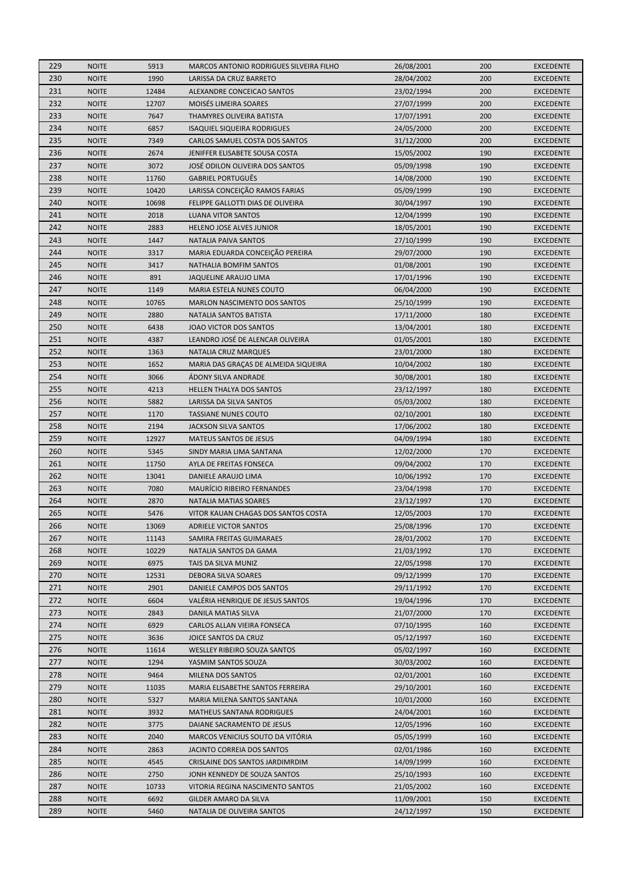| 229 | NOITE | 5913 | MARCOS ANTONIO RODRIGUES SILVEIRA FILHO | 26/08/2001 | 200 | EXCEDENTE |
|---|---|---|---|---|---|---|
| 230 | NOITE | 1990 | LARISSA DA CRUZ BARRETO | 28/04/2002 | 200 | EXCEDENTE |
| 231 | NOITE | 12484 | ALEXANDRE CONCEICAO SANTOS | 23/02/1994 | 200 | EXCEDENTE |
| 232 | NOITE | 12707 | MOISÉS LIMEIRA SOARES | 27/07/1999 | 200 | EXCEDENTE |
| 233 | NOITE | 7647 | THAMYRES OLIVEIRA BATISTA | 17/07/1991 | 200 | EXCEDENTE |
| 234 | NOITE | 6857 | ISAQUIEL SIQUEIRA RODRIGUES | 24/05/2000 | 200 | EXCEDENTE |
| 235 | NOITE | 7349 | CARLOS SAMUEL COSTA DOS SANTOS | 31/12/2000 | 200 | EXCEDENTE |
| 236 | NOITE | 2674 | JENIFFER ELISABETE SOUSA COSTA | 15/05/2002 | 190 | EXCEDENTE |
| 237 | NOITE | 3072 | JOSÉ ODILON OLIVEIRA DOS SANTOS | 05/09/1998 | 190 | EXCEDENTE |
| 238 | NOITE | 11760 | GABRIEL PORTUGUÊS | 14/08/2000 | 190 | EXCEDENTE |
| 239 | NOITE | 10420 | LARISSA CONCEIÇÃO RAMOS FARIAS | 05/09/1999 | 190 | EXCEDENTE |
| 240 | NOITE | 10698 | FELIPPE GALLOTTI DIAS DE OLIVEIRA | 30/04/1997 | 190 | EXCEDENTE |
| 241 | NOITE | 2018 | LUANA VITOR SANTOS | 12/04/1999 | 190 | EXCEDENTE |
| 242 | NOITE | 2883 | HELENO JOSE ALVES JUNIOR | 18/05/2001 | 190 | EXCEDENTE |
| 243 | NOITE | 1447 | NATALIA PAIVA SANTOS | 27/10/1999 | 190 | EXCEDENTE |
| 244 | NOITE | 3317 | MARIA EDUARDA CONCEIÇÃO PEREIRA | 29/07/2000 | 190 | EXCEDENTE |
| 245 | NOITE | 3417 | NATHALIA BOMFIM SANTOS | 01/08/2001 | 190 | EXCEDENTE |
| 246 | NOITE | 891 | JAQUELINE ARAUJO LIMA | 17/01/1996 | 190 | EXCEDENTE |
| 247 | NOITE | 1149 | MARIA ESTELA NUNES COUTO | 06/04/2000 | 190 | EXCEDENTE |
| 248 | NOITE | 10765 | MARLON NASCIMENTO DOS SANTOS | 25/10/1999 | 190 | EXCEDENTE |
| 249 | NOITE | 2880 | NATALIA SANTOS BATISTA | 17/11/2000 | 180 | EXCEDENTE |
| 250 | NOITE | 6438 | JOAO VICTOR DOS SANTOS | 13/04/2001 | 180 | EXCEDENTE |
| 251 | NOITE | 4387 | LEANDRO JOSÉ DE ALENCAR OLIVEIRA | 01/05/2001 | 180 | EXCEDENTE |
| 252 | NOITE | 1363 | NATALIA CRUZ MARQUES | 23/01/2000 | 180 | EXCEDENTE |
| 253 | NOITE | 1652 | MARIA DAS GRAÇAS DE ALMEIDA SIQUEIRA | 10/04/2002 | 180 | EXCEDENTE |
| 254 | NOITE | 3066 | ÁDONY SILVA ANDRADE | 30/08/2001 | 180 | EXCEDENTE |
| 255 | NOITE | 4213 | HELLEN THALYA DOS SANTOS | 23/12/1997 | 180 | EXCEDENTE |
| 256 | NOITE | 5882 | LARISSA DA SILVA SANTOS | 05/03/2002 | 180 | EXCEDENTE |
| 257 | NOITE | 1170 | TASSIANE NUNES COUTO | 02/10/2001 | 180 | EXCEDENTE |
| 258 | NOITE | 2194 | JACKSON SILVA SANTOS | 17/06/2002 | 180 | EXCEDENTE |
| 259 | NOITE | 12927 | MATEUS SANTOS DE JESUS | 04/09/1994 | 180 | EXCEDENTE |
| 260 | NOITE | 5345 | SINDY MARIA LIMA SANTANA | 12/02/2000 | 170 | EXCEDENTE |
| 261 | NOITE | 11750 | AYLA DE FREITAS FONSECA | 09/04/2002 | 170 | EXCEDENTE |
| 262 | NOITE | 13041 | DANIELE ARAUJO LIMA | 10/06/1992 | 170 | EXCEDENTE |
| 263 | NOITE | 7080 | MAURÍCIO RIBEIRO FERNANDES | 23/04/1998 | 170 | EXCEDENTE |
| 264 | NOITE | 2870 | NATALIA MATIAS SOARES | 23/12/1997 | 170 | EXCEDENTE |
| 265 | NOITE | 5476 | VITOR KAUAN CHAGAS DOS SANTOS COSTA | 12/05/2003 | 170 | EXCEDENTE |
| 266 | NOITE | 13069 | ADRIELE VICTOR SANTOS | 25/08/1996 | 170 | EXCEDENTE |
| 267 | NOITE | 11143 | SAMIRA FREITAS GUIMARAES | 28/01/2002 | 170 | EXCEDENTE |
| 268 | NOITE | 10229 | NATALIA SANTOS DA GAMA | 21/03/1992 | 170 | EXCEDENTE |
| 269 | NOITE | 6975 | TAIS DA SILVA MUNIZ | 22/05/1998 | 170 | EXCEDENTE |
| 270 | NOITE | 12531 | DEBORA SILVA SOARES | 09/12/1999 | 170 | EXCEDENTE |
| 271 | NOITE | 2901 | DANIELE CAMPOS DOS SANTOS | 29/11/1992 | 170 | EXCEDENTE |
| 272 | NOITE | 6604 | VALÉRIA HENRIQUE DE JESUS SANTOS | 19/04/1996 | 170 | EXCEDENTE |
| 273 | NOITE | 2843 | DANILA MATIAS SILVA | 21/07/2000 | 170 | EXCEDENTE |
| 274 | NOITE | 6929 | CARLOS ALLAN VIEIRA FONSECA | 07/10/1995 | 160 | EXCEDENTE |
| 275 | NOITE | 3636 | JOICE SANTOS DA CRUZ | 05/12/1997 | 160 | EXCEDENTE |
| 276 | NOITE | 11614 | WESLLEY RIBEIRO SOUZA SANTOS | 05/02/1997 | 160 | EXCEDENTE |
| 277 | NOITE | 1294 | YASMIM SANTOS SOUZA | 30/03/2002 | 160 | EXCEDENTE |
| 278 | NOITE | 9464 | MILENA DOS SANTOS | 02/01/2001 | 160 | EXCEDENTE |
| 279 | NOITE | 11035 | MARIA ELISABETHE SANTOS FERREIRA | 29/10/2001 | 160 | EXCEDENTE |
| 280 | NOITE | 5327 | MARIA MILENA SANTOS SANTANA | 10/01/2000 | 160 | EXCEDENTE |
| 281 | NOITE | 3932 | MATHEUS SANTANA RODRIGUES | 24/04/2001 | 160 | EXCEDENTE |
| 282 | NOITE | 3775 | DAIANE SACRAMENTO DE JESUS | 12/05/1996 | 160 | EXCEDENTE |
| 283 | NOITE | 2040 | MARCOS VENICIUS SOUTO DA VITÓRIA | 05/05/1999 | 160 | EXCEDENTE |
| 284 | NOITE | 2863 | JACINTO CORREIA DOS SANTOS | 02/01/1986 | 160 | EXCEDENTE |
| 285 | NOITE | 4545 | CRISLAINE DOS SANTOS JARDIMRDIM | 14/09/1999 | 160 | EXCEDENTE |
| 286 | NOITE | 2750 | JONH KENNEDY DE SOUZA SANTOS | 25/10/1993 | 160 | EXCEDENTE |
| 287 | NOITE | 10733 | VITORIA REGINA NASCIMENTO SANTOS | 21/05/2002 | 160 | EXCEDENTE |
| 288 | NOITE | 6692 | GILDER AMARO DA SILVA | 11/09/2001 | 150 | EXCEDENTE |
| 289 | NOITE | 5460 | NATALIA DE OLIVEIRA SANTOS | 24/12/1997 | 150 | EXCEDENTE |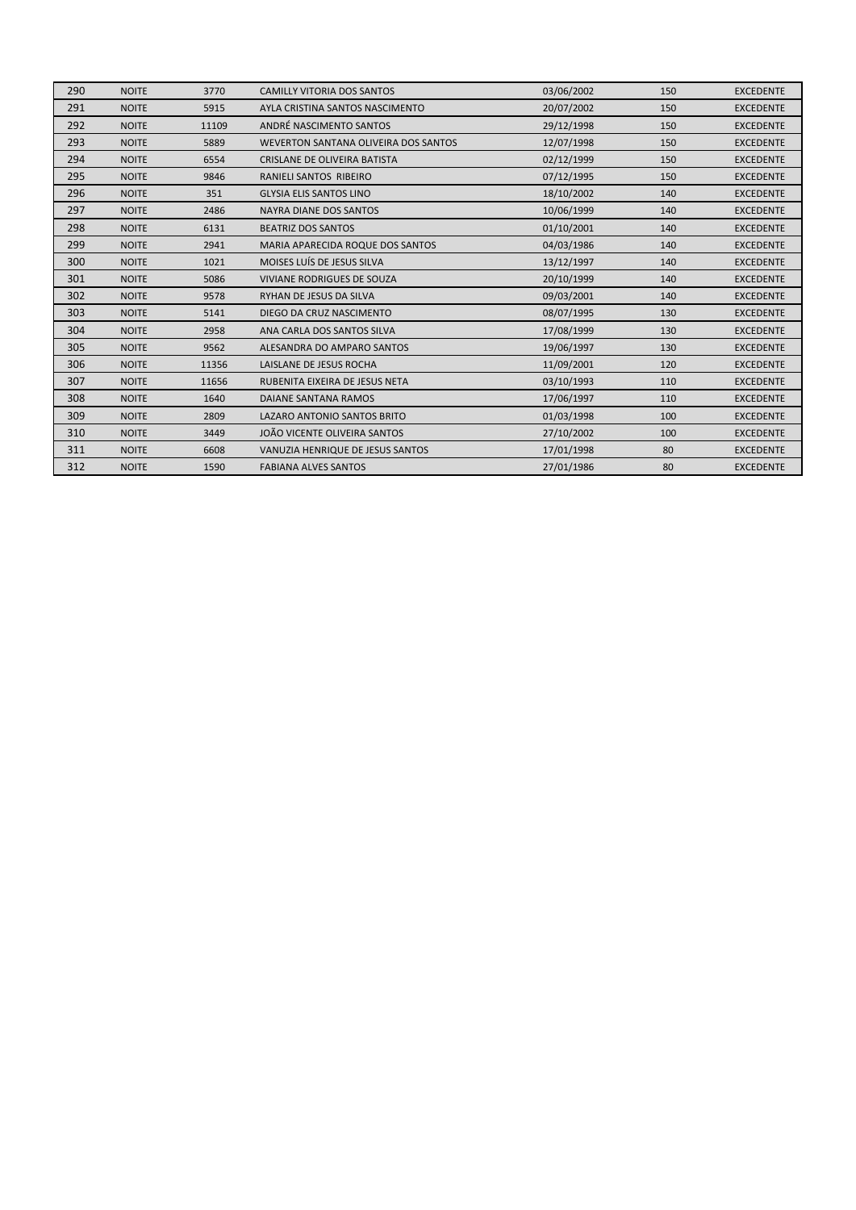| | | | | | | |
|---|---|---|---|---|---|---|
| 290 | NOITE | 3770 | CAMILLY VITORIA DOS SANTOS | 03/06/2002 | 150 | EXCEDENTE |
| 291 | NOITE | 5915 | AYLA CRISTINA SANTOS NASCIMENTO | 20/07/2002 | 150 | EXCEDENTE |
| 292 | NOITE | 11109 | ANDRÉ NASCIMENTO SANTOS | 29/12/1998 | 150 | EXCEDENTE |
| 293 | NOITE | 5889 | WEVERTON SANTANA OLIVEIRA DOS SANTOS | 12/07/1998 | 150 | EXCEDENTE |
| 294 | NOITE | 6554 | CRISLANE DE OLIVEIRA BATISTA | 02/12/1999 | 150 | EXCEDENTE |
| 295 | NOITE | 9846 | RANIELI SANTOS RIBEIRO | 07/12/1995 | 150 | EXCEDENTE |
| 296 | NOITE | 351 | GLYSIA ELIS SANTOS LINO | 18/10/2002 | 140 | EXCEDENTE |
| 297 | NOITE | 2486 | NAYRA DIANE DOS SANTOS | 10/06/1999 | 140 | EXCEDENTE |
| 298 | NOITE | 6131 | BEATRIZ DOS SANTOS | 01/10/2001 | 140 | EXCEDENTE |
| 299 | NOITE | 2941 | MARIA APARECIDA ROQUE DOS SANTOS | 04/03/1986 | 140 | EXCEDENTE |
| 300 | NOITE | 1021 | MOISES LUÍS DE JESUS SILVA | 13/12/1997 | 140 | EXCEDENTE |
| 301 | NOITE | 5086 | VIVIANE RODRIGUES DE SOUZA | 20/10/1999 | 140 | EXCEDENTE |
| 302 | NOITE | 9578 | RYHAN DE JESUS DA SILVA | 09/03/2001 | 140 | EXCEDENTE |
| 303 | NOITE | 5141 | DIEGO DA CRUZ NASCIMENTO | 08/07/1995 | 130 | EXCEDENTE |
| 304 | NOITE | 2958 | ANA CARLA DOS SANTOS SILVA | 17/08/1999 | 130 | EXCEDENTE |
| 305 | NOITE | 9562 | ALESANDRA DO AMPARO SANTOS | 19/06/1997 | 130 | EXCEDENTE |
| 306 | NOITE | 11356 | LAISLANE DE JESUS ROCHA | 11/09/2001 | 120 | EXCEDENTE |
| 307 | NOITE | 11656 | RUBENITA EIXEIRA DE JESUS NETA | 03/10/1993 | 110 | EXCEDENTE |
| 308 | NOITE | 1640 | DAIANE SANTANA RAMOS | 17/06/1997 | 110 | EXCEDENTE |
| 309 | NOITE | 2809 | LAZARO ANTONIO SANTOS BRITO | 01/03/1998 | 100 | EXCEDENTE |
| 310 | NOITE | 3449 | JOÃO VICENTE OLIVEIRA SANTOS | 27/10/2002 | 100 | EXCEDENTE |
| 311 | NOITE | 6608 | VANUZIA HENRIQUE DE JESUS SANTOS | 17/01/1998 | 80 | EXCEDENTE |
| 312 | NOITE | 1590 | FABIANA ALVES SANTOS | 27/01/1986 | 80 | EXCEDENTE |